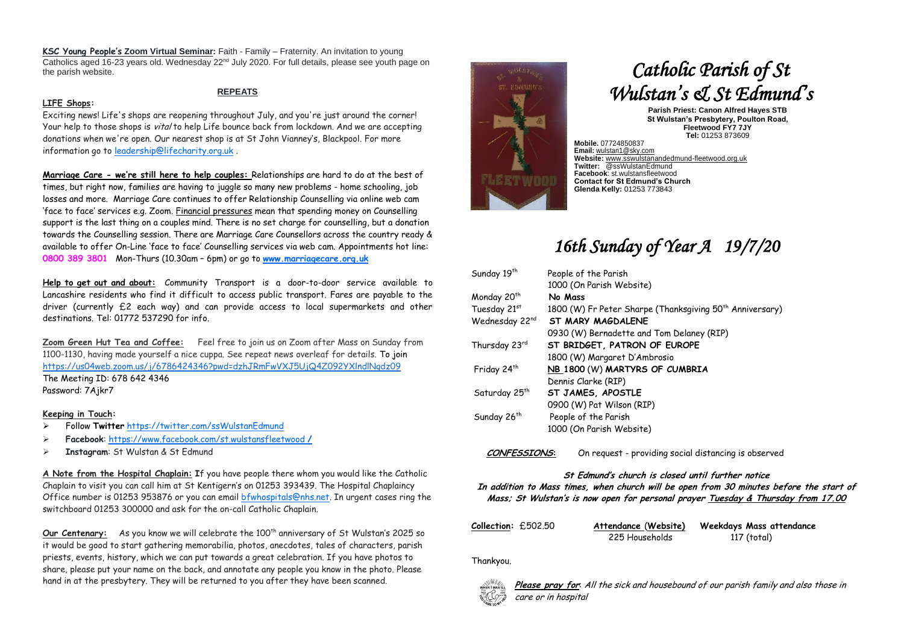**KSC Young People's Zoom Virtual Seminar:** Faith - Family – Fraternity. An invitation to young Catholics aged 16-23 years old. Wednesday 22nd July 2020. For full details, please see youth page on the parish website.

**REPEATS**

**LIFE Shops:**

Exciting news! Life's shops are reopening throughout July, and you're just around the corner! Your help to those shops is *vital* to help Life bounce back from lockdown. And we are accepting donations when we're open. Our nearest shop is at St John Vianney's, Blackpool. For more information go to leadership@lifecharity.org.uk .

**Marriage Care - we're still here to help couples:** Relationships are hard to do at the best of times, but right now, families are having to juggle so many new problems - home schooling, job losses and more. Marriage Care continues to offer Relationship Counselling via online web cam 'face to face' services e.g. Zoom. Financial pressures mean that spending money on Counselling support is the last thing on a couples mind. There is no set charge for counselling, but a donation towards the Counselling session. There are Marriage Care Counsellors across the country ready & available to offer On-Line 'face to face' Counselling services via web cam. Appointments hot line: **0800 389 3801** Mon-Thurs (10.30am – 6pm) or go to **www.marriagecare.org.uk**

**Help to get out and about:** Community Transport is a door-to-door service available to Lancashire residents who find it difficult to access public transport. Fares are payable to the driver (currently £2 each way) and can provide access to local supermarkets and other destinations. Tel: 01772 537290 for info.

**Zoom Green Hut Tea and Coffee:** Feel free to join us on Zoom after Mass on Sunday from 1100-1130, having made yourself a nice cuppa. See repeat news overleaf for details. To join https://us04web.zoom.us/j/6786424346?pwd=dzhJRmFwVXJ5UjQ4Z092YXlndlNqdz09
The Meeting ID: 678 642 4346
Password: 7Ajkr7

**Keeping in Touch:**

- Follow **Twitter** https://twitter.com/ssWulstanEdmund
- **Facebook**: https://www.facebook.com/st.wulstansfleetwood /
- **Instagram**: St Wulstan & St Edmund

**A Note from the Hospital Chaplain:** If you have people there whom you would like the Catholic Chaplain to visit you can call him at St Kentigern's on 01253 393439. The Hospital Chaplaincy Office number is 01253 953876 or you can email bfwhospitals@nhs.net. In urgent cases ring the switchboard 01253 300000 and ask for the on-call Catholic Chaplain.

**Our Centenary:** As you know we will celebrate the 100th anniversary of St Wulstan's 2025 so it would be good to start gathering memorabilia, photos, anecdotes, tales of characters, parish priests, events, history, which we can put towards a great celebration. If you have photos to share, please put your name on the back, and annotate any people you know in the photo. Please hand in at the presbytery. They will be returned to you after they have been scanned.

# *Catholic Parish of St Wulstan's & St Edmund's*

**Parish Priest: Canon Alfred Hayes STB**
**St Wulstan's Presbytery, Poulton Road, Fleetwood FY7 7JY**
**Tel:** 01253 873609

**Mobile.** 07724850837
**Email:** wulstan1@sky.com
**Website:** www.sswulstanandedmund-fleetwood.org.uk
**Twitter:** @ssWulstanEdmund
**Facebook**: st.wulstansfleetwood
**Contact for St Edmund's Church**
**Glenda Kelly:** 01253 773843

## *16th Sunday of Year A 19/7/20*

| | |
|---|---|
| Sunday 19th | People of the Parish<br>1000 (On Parish Website) |
| Monday 20th | **No Mass** |
| Tuesday 21st | 1800 (W) Fr Peter Sharpe (Thanksgiving 50th Anniversary) |
| Wednesday 22nd | **ST MARY MAGDALENE**<br>0930 (W) Bernadette and Tom Delaney (RIP) |
| Thursday 23rd | **ST BRIDGET, PATRON OF EUROPE**<br>1800 (W) Margaret D'Ambrosio |
| Friday 24th | **NB 1800** (W) **MARTYRS OF CUMBRIA**<br>Dennis Clarke (RIP) |
| Saturday 25th | **ST JAMES, APOSTLE**<br>0900 (W) Pat Wilson (RIP) |
| Sunday 26th | People of the Parish<br>1000 (On Parish Website) |

***CONFESSIONS*:** On request - providing social distancing is observed

***St Edmund's church is closed until further notice***
***In addition to Mass times, when church will be open from 30 minutes before the start of Mass; St Wulstan's is now open for personal prayer Tuesday & Thursday from 17.00***

| **Collection:** £502.50 | **Attendance (Website)** | **Weekdays Mass attendance** |
|---|---|---|
| | 225 Households | 117 (total) |

Thankyou.

***Please pray for**: All the sick and housebound of our parish family and also those in care or in hospital*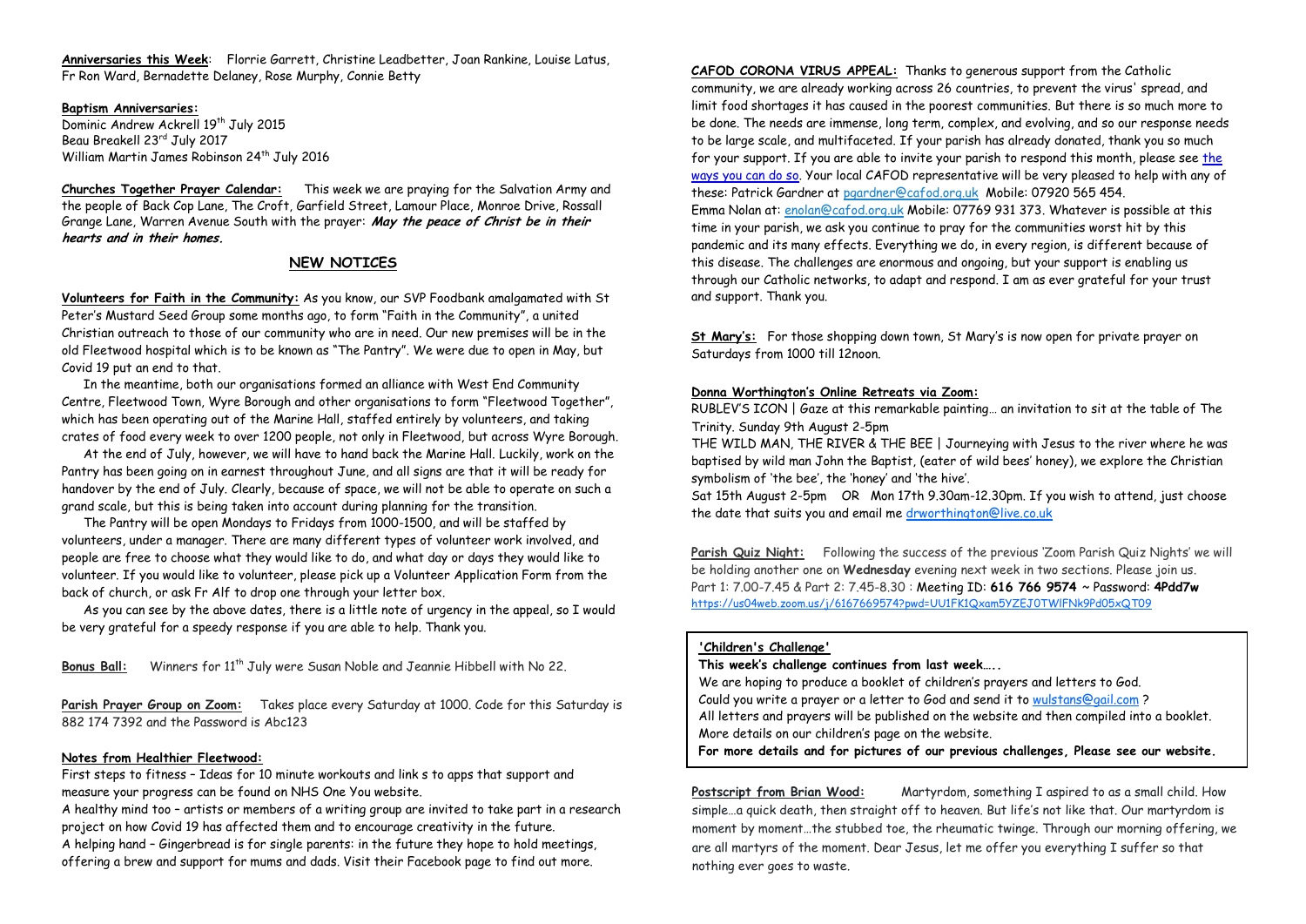**Anniversaries this Week**: Florrie Garrett, Christine Leadbetter, Joan Rankine, Louise Latus, Fr Ron Ward, Bernadette Delaney, Rose Murphy, Connie Betty

**Baptism Anniversaries:**
Dominic Andrew Ackrell 19th July 2015
Beau Breakell 23rd July 2017
William Martin James Robinson 24th July 2016

**Churches Together Prayer Calendar:** This week we are praying for the Salvation Army and the people of Back Cop Lane, The Croft, Garfield Street, Lamour Place, Monroe Drive, Rossall Grange Lane, Warren Avenue South with the prayer: ***May the peace of Christ be in their hearts and in their homes.***

## NEW NOTICES

**Volunteers for Faith in the Community:** As you know, our SVP Foodbank amalgamated with St Peter's Mustard Seed Group some months ago, to form "Faith in the Community", a united Christian outreach to those of our community who are in need. Our new premises will be in the old Fleetwood hospital which is to be known as "The Pantry". We were due to open in May, but Covid 19 put an end to that.

In the meantime, both our organisations formed an alliance with West End Community Centre, Fleetwood Town, Wyre Borough and other organisations to form "Fleetwood Together", which has been operating out of the Marine Hall, staffed entirely by volunteers, and taking crates of food every week to over 1200 people, not only in Fleetwood, but across Wyre Borough.

At the end of July, however, we will have to hand back the Marine Hall. Luckily, work on the Pantry has been going on in earnest throughout June, and all signs are that it will be ready for handover by the end of July. Clearly, because of space, we will not be able to operate on such a grand scale, but this is being taken into account during planning for the transition.

The Pantry will be open Mondays to Fridays from 1000-1500, and will be staffed by volunteers, under a manager. There are many different types of volunteer work involved, and people are free to choose what they would like to do, and what day or days they would like to volunteer. If you would like to volunteer, please pick up a Volunteer Application Form from the back of church, or ask Fr Alf to drop one through your letter box.

As you can see by the above dates, there is a little note of urgency in the appeal, so I would be very grateful for a speedy response if you are able to help. Thank you.

**Bonus Ball:** Winners for 11th July were Susan Noble and Jeannie Hibbell with No 22.

**Parish Prayer Group on Zoom:** Takes place every Saturday at 1000. Code for this Saturday is 882 174 7392 and the Password is Abc123

**Notes from Healthier Fleetwood:**
First steps to fitness – Ideas for 10 minute workouts and link s to apps that support and measure your progress can be found on NHS One You website.
A healthy mind too – artists or members of a writing group are invited to take part in a research project on how Covid 19 has affected them and to encourage creativity in the future.
A helping hand – Gingerbread is for single parents: in the future they hope to hold meetings, offering a brew and support for mums and dads. Visit their Facebook page to find out more.

**CAFOD CORONA VIRUS APPEAL:** Thanks to generous support from the Catholic community, we are already working across 26 countries, to prevent the virus' spread, and limit food shortages it has caused in the poorest communities. But there is so much more to be done. The needs are immense, long term, complex, and evolving, and so our response needs to be large scale, and multifaceted. If your parish has already donated, thank you so much for your support. If you are able to invite your parish to respond this month, please see the ways you can do so. Your local CAFOD representative will be very pleased to help with any of these: Patrick Gardner at pgardner@cafod.org.uk Mobile: 07920 565 454.
Emma Nolan at: enolan@cafod.org.uk Mobile: 07769 931 373. Whatever is possible at this time in your parish, we ask you continue to pray for the communities worst hit by this pandemic and its many effects. Everything we do, in every region, is different because of this disease. The challenges are enormous and ongoing, but your support is enabling us through our Catholic networks, to adapt and respond. I am as ever grateful for your trust and support. Thank you.

**St Mary's:** For those shopping down town, St Mary's is now open for private prayer on Saturdays from 1000 till 12noon.

**Donna Worthington's Online Retreats via Zoom:**
RUBLEV'S ICON | Gaze at this remarkable painting… an invitation to sit at the table of The Trinity. Sunday 9th August 2-5pm
THE WILD MAN, THE RIVER & THE BEE | Journeying with Jesus to the river where he was baptised by wild man John the Baptist, (eater of wild bees' honey), we explore the Christian symbolism of 'the bee', the 'honey' and 'the hive'.
Sat 15th August 2-5pm OR Mon 17th 9.30am-12.30pm. If you wish to attend, just choose the date that suits you and email me drworthington@live.co.uk

**Parish Quiz Night:** Following the success of the previous 'Zoom Parish Quiz Nights' we will be holding another one on **Wednesday** evening next week in two sections. Please join us.
Part 1: 7.00-7.45 & Part 2: 7.45-8.30 : Meeting ID: **616 766 9574** ~ Password: **4Pdd7w**
https://us04web.zoom.us/j/6167669574?pwd=UU1FK1Qxam5YZEJ0TWlFNk9Pd05xQT09

**'Children's Challenge'**
**This week's challenge continues from last week…..**
We are hoping to produce a booklet of children's prayers and letters to God.
Could you write a prayer or a letter to God and send it to wulstans@gail.com ?
All letters and prayers will be published on the website and then compiled into a booklet.
More details on our children's page on the website.
**For more details and for pictures of our previous challenges, Please see our website.**

**Postscript from Brian Wood:** Martyrdom, something I aspired to as a small child. How simple…a quick death, then straight off to heaven. But life's not like that. Our martyrdom is moment by moment…the stubbed toe, the rheumatic twinge. Through our morning offering, we are all martyrs of the moment. Dear Jesus, let me offer you everything I suffer so that nothing ever goes to waste.